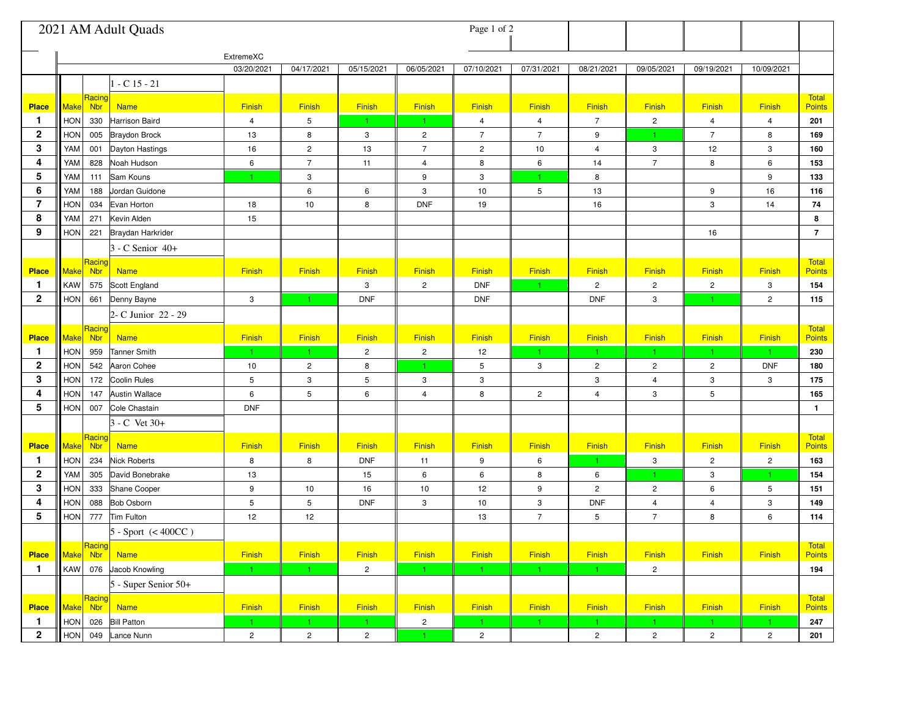# 2021 AM Adult Quads

| | | | | ExtremeXC | | | | | | | | | | |
|---|---|---|---|---|---|---|---|---|---|---|---|---|---|---|
| | | | | 03/20/2021 | 04/17/2021 | 05/15/2021 | 06/05/2021 | 07/10/2021 | 07/31/2021 | 08/21/2021 | 09/05/2021 | 09/19/2021 | 10/09/2021 | |
| | | | 1 - C 15 - 21 | | | | | | | | | | | |
| Place | Make | Racing Nbr | Name | Finish | Finish | Finish | Finish | Finish | Finish | Finish | Finish | Finish | Finish | Total Points |
| 1 | HON | 330 | Harrison Baird | 4 | 5 | 1 | 1 | 4 | 4 | 7 | 2 | 4 | 4 | 201 |
| 2 | HON | 005 | Braydon Brock | 13 | 8 | 3 | 2 | 7 | 7 | 9 | 1 | 7 | 8 | 169 |
| 3 | YAM | 001 | Dayton Hastings | 16 | 2 | 13 | 7 | 2 | 10 | 4 | 3 | 12 | 3 | 160 |
| 4 | YAM | 828 | Noah Hudson | 6 | 7 | 11 | 4 | 8 | 6 | 14 | 7 | 8 | 6 | 153 |
| 5 | YAM | 111 | Sam Kouns | 1 | 3 | | 9 | 3 | 1 | 8 | | | 9 | 133 |
| 6 | YAM | 188 | Jordan Guidone | | 6 | 6 | 3 | 10 | 5 | 13 | | 9 | 16 | 116 |
| 7 | HON | 034 | Evan Horton | 18 | 10 | 8 | DNF | 19 | | 16 | | 3 | 14 | 74 |
| 8 | YAM | 271 | Kevin Alden | 15 | | | | | | | | | | 8 |
| 9 | HON | 221 | Braydan Harkrider | | | | | | | | | 16 | | 7 |
| | | | 3 - C Senior 40+ | | | | | | | | | | | |
| Place | Make | Racing Nbr | Name | Finish | Finish | Finish | Finish | Finish | Finish | Finish | Finish | Finish | Finish | Total Points |
| 1 | KAW | 575 | Scott England | | | 3 | 2 | DNF | 1 | 2 | 2 | 2 | 3 | 154 |
| 2 | HON | 661 | Denny Bayne | 3 | 1 | DNF | | DNF | | DNF | 3 | 1 | 2 | 115 |
| | | | 2- C Junior 22 - 29 | | | | | | | | | | | |
| Place | Make | Racing Nbr | Name | Finish | Finish | Finish | Finish | Finish | Finish | Finish | Finish | Finish | Finish | Total Points |
| 1 | HON | 959 | Tanner Smith | 1 | 1 | 2 | 2 | 12 | 1 | 1 | 1 | 1 | 1 | 230 |
| 2 | HON | 542 | Aaron Cohee | 10 | 2 | 8 | 1 | 5 | 3 | 2 | 2 | 2 | DNF | 180 |
| 3 | HON | 172 | Coolin Rules | 5 | 3 | 5 | 3 | 3 | | 3 | 4 | 3 | 3 | 175 |
| 4 | HON | 147 | Austin Wallace | 6 | 5 | 6 | 4 | 8 | 2 | 4 | 3 | 5 | | 165 |
| 5 | HON | 007 | Cole Chastain | DNF | | | | | | | | | | 1 |
| | | | 3 - C Vet 30+ | | | | | | | | | | | |
| Place | Make | Racing Nbr | Name | Finish | Finish | Finish | Finish | Finish | Finish | Finish | Finish | Finish | Finish | Total Points |
| 1 | HON | 234 | Nick Roberts | 8 | 8 | DNF | 11 | 9 | 6 | 1 | 3 | 2 | 2 | 163 |
| 2 | YAM | 305 | David Bonebrake | 13 | | 15 | 6 | 6 | 8 | 6 | 1 | 3 | 1 | 154 |
| 3 | HON | 333 | Shane Cooper | 9 | 10 | 16 | 10 | 12 | 9 | 2 | 2 | 6 | 5 | 151 |
| 4 | HON | 088 | Bob Osborn | 5 | 5 | DNF | 3 | 10 | 3 | DNF | 4 | 4 | 3 | 149 |
| 5 | HON | 777 | Tim Fulton | 12 | 12 | | | 13 | 7 | 5 | 7 | 8 | 6 | 114 |
| | | | 5 - Sport (< 400CC ) | | | | | | | | | | | |
| Place | Make | Racing Nbr | Name | Finish | Finish | Finish | Finish | Finish | Finish | Finish | Finish | Finish | Finish | Total Points |
| 1 | KAW | 076 | Jacob Knowling | 1 | 1 | 2 | 1 | 1 | 1 | 1 | 2 | | | 194 |
| | | | 5 - Super Senior 50+ | | | | | | | | | | | |
| Place | Make | Racing Nbr | Name | Finish | Finish | Finish | Finish | Finish | Finish | Finish | Finish | Finish | Finish | Total Points |
| 1 | HON | 026 | Bill Patton | 1 | 1 | 1 | 2 | 1 | 1 | 1 | 1 | 1 | 1 | 247 |
| 2 | HON | 049 | Lance Nunn | 2 | 2 | 2 | 1 | 2 | | 2 | 2 | 2 | 2 | 201 |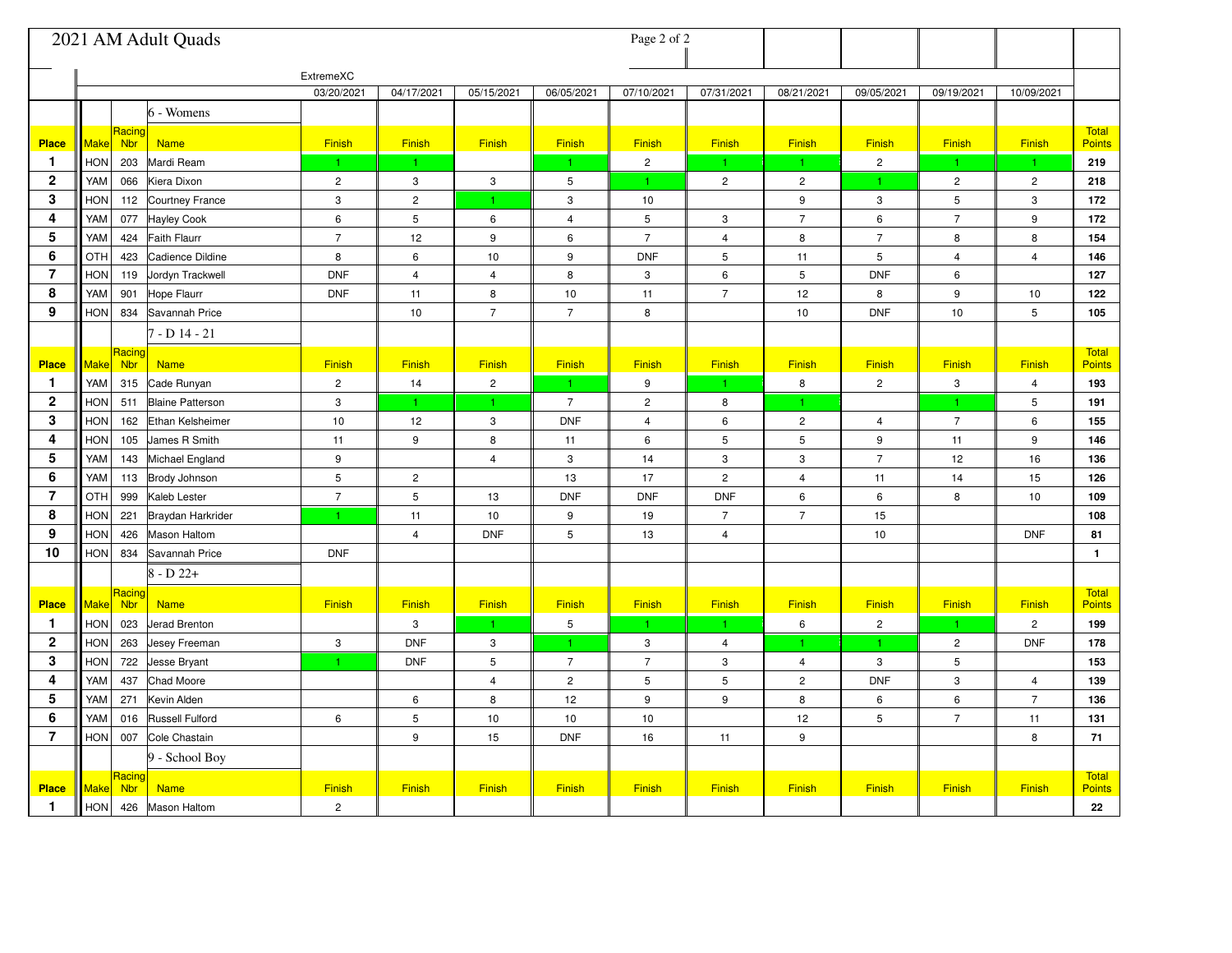# 2021 AM Adult Quads

ExtremeXC

## 6 - Womens

| Place | Make | Racing Nbr | Name | 03/20/2021 Finish | 04/17/2021 Finish | 05/15/2021 Finish | 06/05/2021 Finish | 07/10/2021 Finish | 07/31/2021 Finish | 08/21/2021 Finish | 09/05/2021 Finish | 09/19/2021 Finish | 10/09/2021 Finish | Total Points |
|---|---|---|---|---|---|---|---|---|---|---|---|---|---|---|
| 1 | HON | 203 | Mardi Ream | 1 | 1 | | 1 | 2 | 1 | 1 | 2 | 1 | 1 | 219 |
| 2 | YAM | 066 | Kiera Dixon | 2 | 3 | 3 | 5 | 1 | 2 | 2 | 1 | 2 | 2 | 218 |
| 3 | HON | 112 | Courtney France | 3 | 2 | 1 | 3 | 10 | | 9 | 3 | 5 | 3 | 172 |
| 4 | YAM | 077 | Hayley Cook | 6 | 5 | 6 | 4 | 5 | 3 | 7 | 6 | 7 | 9 | 172 |
| 5 | YAM | 424 | Faith Flaurr | 7 | 12 | 9 | 6 | 7 | 4 | 8 | 7 | 8 | 8 | 154 |
| 6 | OTH | 423 | Cadience Dildine | 8 | 6 | 10 | 9 | DNF | 5 | 11 | 5 | 4 | 4 | 146 |
| 7 | HON | 119 | Jordyn Trackwell | DNF | 4 | 4 | 8 | 3 | 6 | 5 | DNF | 6 | | 127 |
| 8 | YAM | 901 | Hope Flaurr | DNF | 11 | 8 | 10 | 11 | 7 | 12 | 8 | 9 | 10 | 122 |
| 9 | HON | 834 | Savannah Price | | 10 | 7 | 7 | 8 | | 10 | DNF | 10 | 5 | 105 |

## 7 - D 14 - 21

| Place | Make | Racing Nbr | Name | 03/20/2021 Finish | 04/17/2021 Finish | 05/15/2021 Finish | 06/05/2021 Finish | 07/10/2021 Finish | 07/31/2021 Finish | 08/21/2021 Finish | 09/05/2021 Finish | 09/19/2021 Finish | 10/09/2021 Finish | Total Points |
|---|---|---|---|---|---|---|---|---|---|---|---|---|---|---|
| 1 | YAM | 315 | Cade Runyan | 2 | 14 | 2 | 1 | 9 | 1 | 8 | 2 | 3 | 4 | 193 |
| 2 | HON | 511 | Blaine Patterson | 3 | 1 | 1 | 7 | 2 | 8 | 1 | | 1 | 5 | 191 |
| 3 | HON | 162 | Ethan Kelsheimer | 10 | 12 | 3 | DNF | 4 | 6 | 2 | 4 | 7 | 6 | 155 |
| 4 | HON | 105 | James R Smith | 11 | 9 | 8 | 11 | 6 | 5 | 5 | 9 | 11 | 9 | 146 |
| 5 | YAM | 143 | Michael England | 9 | | 4 | 3 | 14 | 3 | 3 | 7 | 12 | 16 | 136 |
| 6 | YAM | 113 | Brody Johnson | 5 | 2 | | 13 | 17 | 2 | 4 | 11 | 14 | 15 | 126 |
| 7 | OTH | 999 | Kaleb Lester | 7 | 5 | 13 | DNF | DNF | DNF | 6 | 6 | 8 | 10 | 109 |
| 8 | HON | 221 | Braydan Harkrider | 1 | 11 | 10 | 9 | 19 | 7 | 7 | 15 | | | 108 |
| 9 | HON | 426 | Mason Haltom | | 4 | DNF | 5 | 13 | 4 | | 10 | | DNF | 81 |
| 10 | HON | 834 | Savannah Price | DNF | | | | | | | | | | 1 |

## 8 - D 22+

| Place | Make | Racing Nbr | Name | 03/20/2021 Finish | 04/17/2021 Finish | 05/15/2021 Finish | 06/05/2021 Finish | 07/10/2021 Finish | 07/31/2021 Finish | 08/21/2021 Finish | 09/05/2021 Finish | 09/19/2021 Finish | 10/09/2021 Finish | Total Points |
|---|---|---|---|---|---|---|---|---|---|---|---|---|---|---|
| 1 | HON | 023 | Jerad Brenton | | 3 | 1 | 5 | 1 | 1 | 6 | 2 | 1 | 2 | 199 |
| 2 | HON | 263 | Jesey Freeman | 3 | DNF | 3 | 1 | 3 | 4 | 1 | 1 | 2 | DNF | 178 |
| 3 | HON | 722 | Jesse Bryant | 1 | DNF | 5 | 7 | 7 | 3 | 4 | 3 | 5 | | 153 |
| 4 | YAM | 437 | Chad Moore | | | 4 | 2 | 5 | 5 | 2 | DNF | 3 | 4 | 139 |
| 5 | YAM | 271 | Kevin Alden | | 6 | 8 | 12 | 9 | 9 | 8 | 6 | 6 | 7 | 136 |
| 6 | YAM | 016 | Russell Fulford | 6 | 5 | 10 | 10 | 10 | | 12 | 5 | 7 | 11 | 131 |
| 7 | HON | 007 | Cole Chastain | | 9 | 15 | DNF | 16 | 11 | 9 | | | 8 | 71 |

## 9 - School Boy

| Place | Make | Racing Nbr | Name | 03/20/2021 Finish | 04/17/2021 Finish | 05/15/2021 Finish | 06/05/2021 Finish | 07/10/2021 Finish | 07/31/2021 Finish | 08/21/2021 Finish | 09/05/2021 Finish | 09/19/2021 Finish | 10/09/2021 Finish | Total Points |
|---|---|---|---|---|---|---|---|---|---|---|---|---|---|---|
| 1 | HON | 426 | Mason Haltom | 2 | | | | | | | | | | 22 |